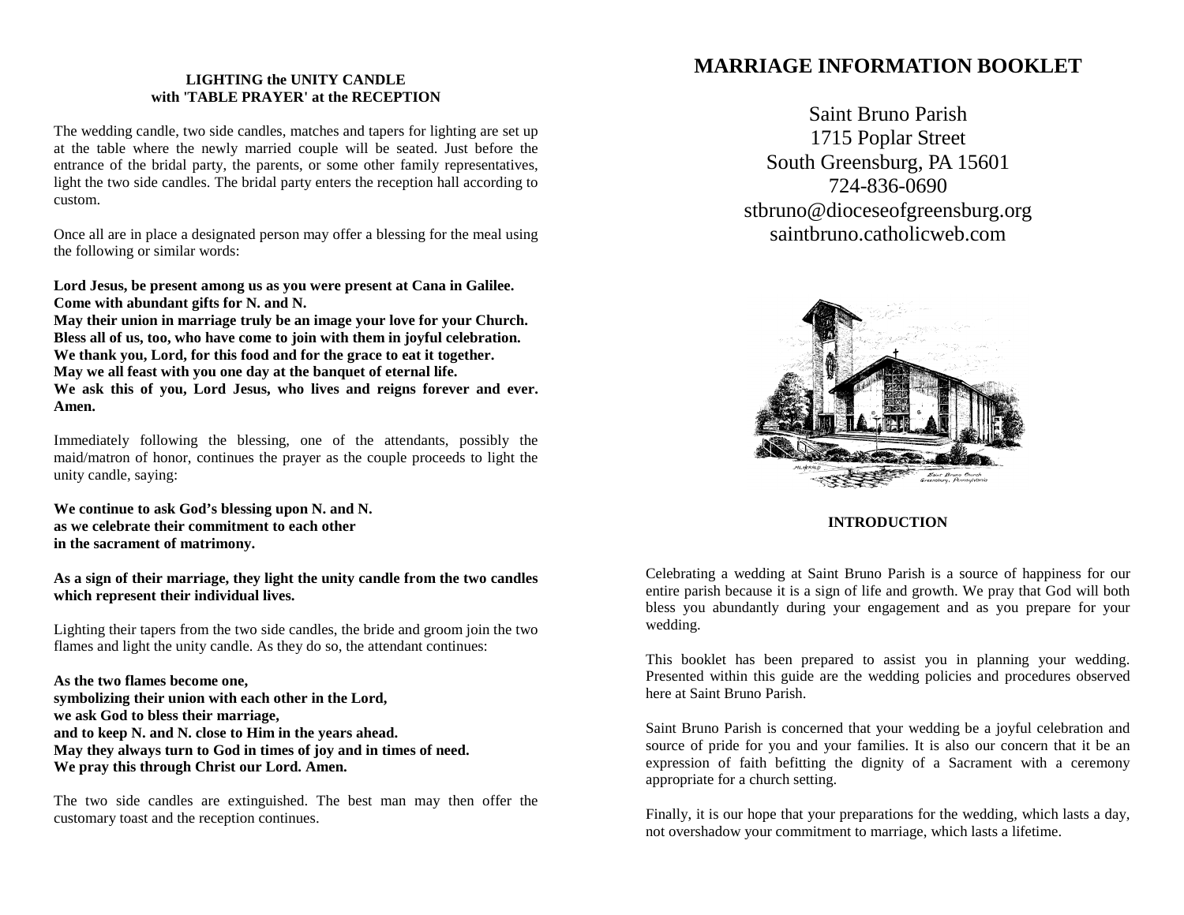### LIGHTING the UNITY CANDLE with 'TABLE PRAYER' at the RECEPTION

The wedding candle, two side candles, matches and tapers for lighting are set up at the table where the newly married couple will be seated. Just before the entrance of the bridal party, the parents, or some other family representatives, light the two side candles. The bridal party enters the reception hall according to custom.

Once all are in place a designated person may offer a blessing for the meal using the following or similar words:

**Lord Jesus, be present among us as you were present at Cana in Galilee.**
**Come with abundant gifts for N. and N.**
**May their union in marriage truly be an image your love for your Church.**
**Bless all of us, too, who have come to join with them in joyful celebration.**
**We thank you, Lord, for this food and for the grace to eat it together.**
**May we all feast with you one day at the banquet of eternal life.**
**We ask this of you, Lord Jesus, who lives and reigns forever and ever. Amen.**

Immediately following the blessing, one of the attendants, possibly the maid/matron of honor, continues the prayer as the couple proceeds to light the unity candle, saying:

**We continue to ask God's blessing upon N. and N.**
**as we celebrate their commitment to each other**
**in the sacrament of matrimony.**

**As a sign of their marriage, they light the unity candle from the two candles which represent their individual lives.**

Lighting their tapers from the two side candles, the bride and groom join the two flames and light the unity candle. As they do so, the attendant continues:

**As the two flames become one,**
**symbolizing their union with each other in the Lord,**
**we ask God to bless their marriage,**
**and to keep N. and N. close to Him in the years ahead.**
**May they always turn to God in times of joy and in times of need.**
**We pray this through Christ our Lord. Amen.**

The two side candles are extinguished. The best man may then offer the customary toast and the reception continues.

# MARRIAGE INFORMATION BOOKLET

Saint Bruno Parish
1715 Poplar Street
South Greensburg, PA 15601
724-836-0690
stbruno@dioceseofgreensburg.org
saintbruno.catholicweb.com

### INTRODUCTION

Celebrating a wedding at Saint Bruno Parish is a source of happiness for our entire parish because it is a sign of life and growth. We pray that God will both bless you abundantly during your engagement and as you prepare for your wedding.

This booklet has been prepared to assist you in planning your wedding. Presented within this guide are the wedding policies and procedures observed here at Saint Bruno Parish.

Saint Bruno Parish is concerned that your wedding be a joyful celebration and source of pride for you and your families. It is also our concern that it be an expression of faith befitting the dignity of a Sacrament with a ceremony appropriate for a church setting.

Finally, it is our hope that your preparations for the wedding, which lasts a day, not overshadow your commitment to marriage, which lasts a lifetime.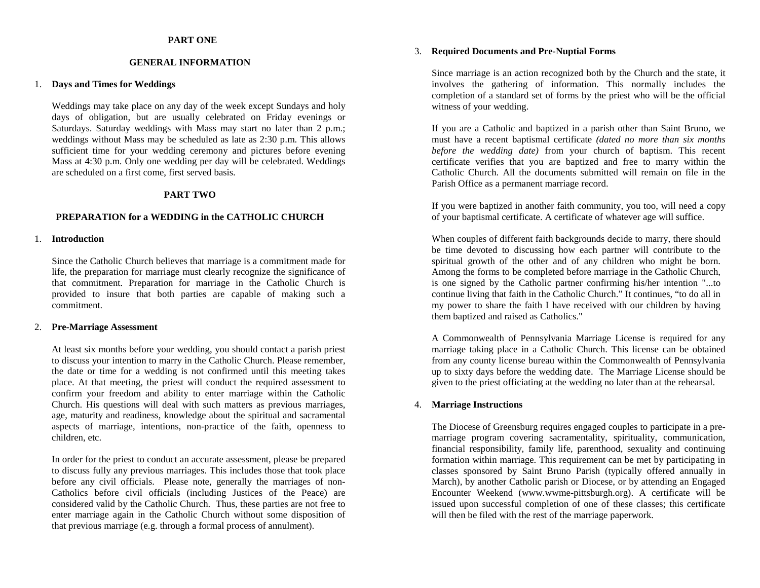# PART ONE

## GENERAL INFORMATION

1. **Days and Times for Weddings**

   Weddings may take place on any day of the week except Sundays and holy days of obligation, but are usually celebrated on Friday evenings or Saturdays. Saturday weddings with Mass may start no later than 2 p.m.; weddings without Mass may be scheduled as late as 2:30 p.m. This allows sufficient time for your wedding ceremony and pictures before evening Mass at 4:30 p.m. Only one wedding per day will be celebrated. Weddings are scheduled on a first come, first served basis.

# PART TWO

## PREPARATION for a WEDDING in the CATHOLIC CHURCH

1. **Introduction**

   Since the Catholic Church believes that marriage is a commitment made for life, the preparation for marriage must clearly recognize the significance of that commitment. Preparation for marriage in the Catholic Church is provided to insure that both parties are capable of making such a commitment.

2. **Pre-Marriage Assessment**

   At least six months before your wedding, you should contact a parish priest to discuss your intention to marry in the Catholic Church. Please remember, the date or time for a wedding is not confirmed until this meeting takes place. At that meeting, the priest will conduct the required assessment to confirm your freedom and ability to enter marriage within the Catholic Church. His questions will deal with such matters as previous marriages, age, maturity and readiness, knowledge about the spiritual and sacramental aspects of marriage, intentions, non-practice of the faith, openness to children, etc.

   In order for the priest to conduct an accurate assessment, please be prepared to discuss fully any previous marriages. This includes those that took place before any civil officials. Please note, generally the marriages of non-Catholics before civil officials (including Justices of the Peace) are considered valid by the Catholic Church. Thus, these parties are not free to enter marriage again in the Catholic Church without some disposition of that previous marriage (e.g. through a formal process of annulment).

3. **Required Documents and Pre-Nuptial Forms**

   Since marriage is an action recognized both by the Church and the state, it involves the gathering of information. This normally includes the completion of a standard set of forms by the priest who will be the official witness of your wedding.

   If you are a Catholic and baptized in a parish other than Saint Bruno, we must have a recent baptismal certificate *(dated no more than six months before the wedding date)* from your church of baptism. This recent certificate verifies that you are baptized and free to marry within the Catholic Church. All the documents submitted will remain on file in the Parish Office as a permanent marriage record.

   If you were baptized in another faith community, you too, will need a copy of your baptismal certificate. A certificate of whatever age will suffice.

   When couples of different faith backgrounds decide to marry, there should be time devoted to discussing how each partner will contribute to the spiritual growth of the other and of any children who might be born. Among the forms to be completed before marriage in the Catholic Church, is one signed by the Catholic partner confirming his/her intention "...to continue living that faith in the Catholic Church." It continues, "to do all in my power to share the faith I have received with our children by having them baptized and raised as Catholics."

   A Commonwealth of Pennsylvania Marriage License is required for any marriage taking place in a Catholic Church. This license can be obtained from any county license bureau within the Commonwealth of Pennsylvania up to sixty days before the wedding date. The Marriage License should be given to the priest officiating at the wedding no later than at the rehearsal.

4. **Marriage Instructions**

   The Diocese of Greensburg requires engaged couples to participate in a pre-marriage program covering sacramentality, spirituality, communication, financial responsibility, family life, parenthood, sexuality and continuing formation within marriage. This requirement can be met by participating in classes sponsored by Saint Bruno Parish (typically offered annually in March), by another Catholic parish or Diocese, or by attending an Engaged Encounter Weekend (www.wwme-pittsburgh.org). A certificate will be issued upon successful completion of one of these classes; this certificate will then be filed with the rest of the marriage paperwork.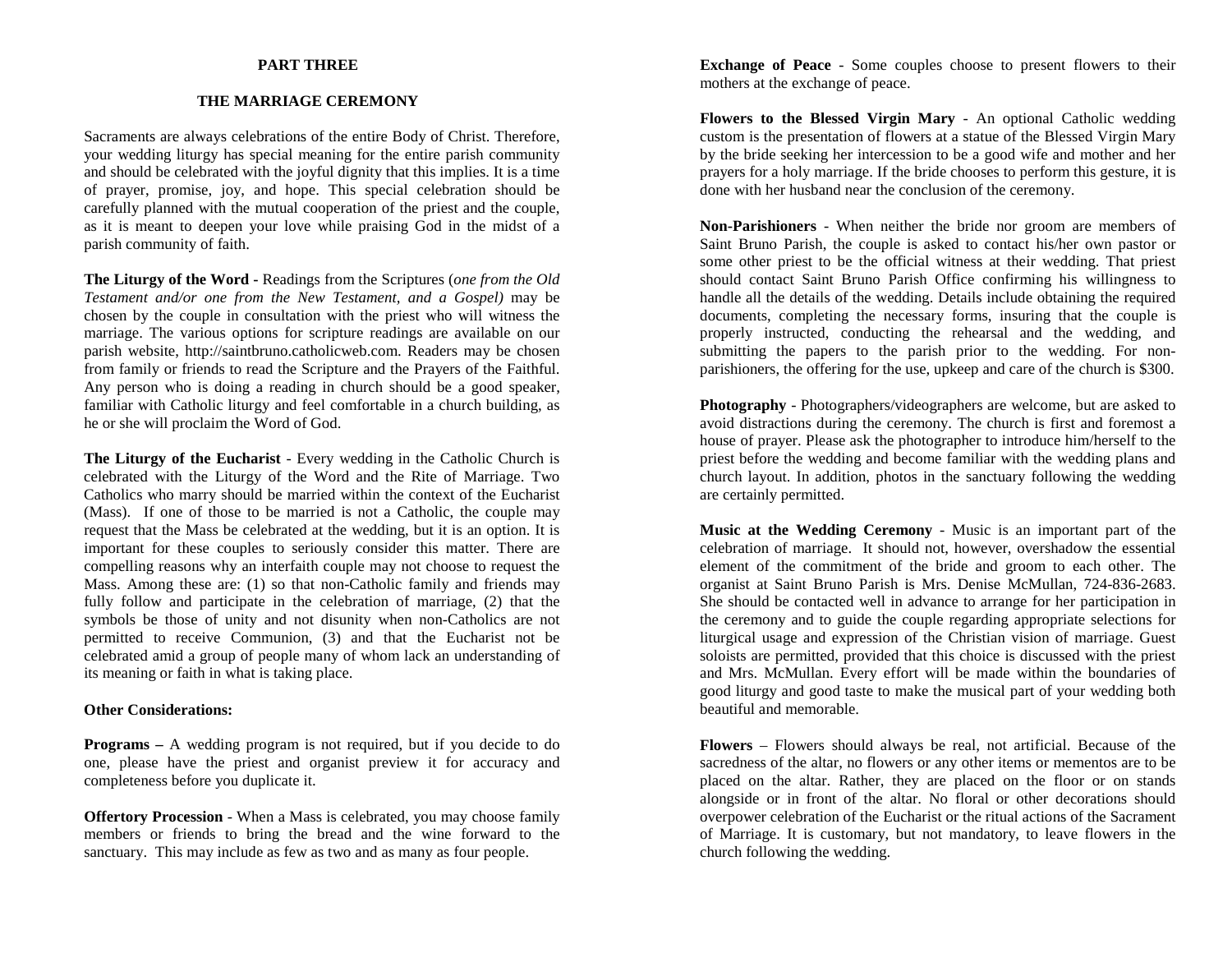# PART THREE

## THE MARRIAGE CEREMONY

Sacraments are always celebrations of the entire Body of Christ. Therefore, your wedding liturgy has special meaning for the entire parish community and should be celebrated with the joyful dignity that this implies. It is a time of prayer, promise, joy, and hope. This special celebration should be carefully planned with the mutual cooperation of the priest and the couple, as it is meant to deepen your love while praising God in the midst of a parish community of faith.

**The Liturgy of the Word -** Readings from the Scriptures (*one from the Old Testament and/or one from the New Testament, and a Gospel)* may be chosen by the couple in consultation with the priest who will witness the marriage. The various options for scripture readings are available on our parish website, http://saintbruno.catholicweb.com. Readers may be chosen from family or friends to read the Scripture and the Prayers of the Faithful. Any person who is doing a reading in church should be a good speaker, familiar with Catholic liturgy and feel comfortable in a church building, as he or she will proclaim the Word of God.

**The Liturgy of the Eucharist** - Every wedding in the Catholic Church is celebrated with the Liturgy of the Word and the Rite of Marriage. Two Catholics who marry should be married within the context of the Eucharist (Mass). If one of those to be married is not a Catholic, the couple may request that the Mass be celebrated at the wedding, but it is an option. It is important for these couples to seriously consider this matter. There are compelling reasons why an interfaith couple may not choose to request the Mass. Among these are: (1) so that non-Catholic family and friends may fully follow and participate in the celebration of marriage, (2) that the symbols be those of unity and not disunity when non-Catholics are not permitted to receive Communion, (3) and that the Eucharist not be celebrated amid a group of people many of whom lack an understanding of its meaning or faith in what is taking place.

**Other Considerations:**

**Programs –** A wedding program is not required, but if you decide to do one, please have the priest and organist preview it for accuracy and completeness before you duplicate it.

**Offertory Procession** - When a Mass is celebrated, you may choose family members or friends to bring the bread and the wine forward to the sanctuary. This may include as few as two and as many as four people.

**Exchange of Peace** - Some couples choose to present flowers to their mothers at the exchange of peace.

**Flowers to the Blessed Virgin Mary** - An optional Catholic wedding custom is the presentation of flowers at a statue of the Blessed Virgin Mary by the bride seeking her intercession to be a good wife and mother and her prayers for a holy marriage. If the bride chooses to perform this gesture, it is done with her husband near the conclusion of the ceremony.

**Non-Parishioners** - When neither the bride nor groom are members of Saint Bruno Parish, the couple is asked to contact his/her own pastor or some other priest to be the official witness at their wedding. That priest should contact Saint Bruno Parish Office confirming his willingness to handle all the details of the wedding. Details include obtaining the required documents, completing the necessary forms, insuring that the couple is properly instructed, conducting the rehearsal and the wedding, and submitting the papers to the parish prior to the wedding. For non-parishioners, the offering for the use, upkeep and care of the church is $300.

**Photography** - Photographers/videographers are welcome, but are asked to avoid distractions during the ceremony. The church is first and foremost a house of prayer. Please ask the photographer to introduce him/herself to the priest before the wedding and become familiar with the wedding plans and church layout. In addition, photos in the sanctuary following the wedding are certainly permitted.

**Music at the Wedding Ceremony** - Music is an important part of the celebration of marriage. It should not, however, overshadow the essential element of the commitment of the bride and groom to each other. The organist at Saint Bruno Parish is Mrs. Denise McMullan, 724-836-2683. She should be contacted well in advance to arrange for her participation in the ceremony and to guide the couple regarding appropriate selections for liturgical usage and expression of the Christian vision of marriage. Guest soloists are permitted, provided that this choice is discussed with the priest and Mrs. McMullan. Every effort will be made within the boundaries of good liturgy and good taste to make the musical part of your wedding both beautiful and memorable.

**Flowers** – Flowers should always be real, not artificial. Because of the sacredness of the altar, no flowers or any other items or mementos are to be placed on the altar. Rather, they are placed on the floor or on stands alongside or in front of the altar. No floral or other decorations should overpower celebration of the Eucharist or the ritual actions of the Sacrament of Marriage. It is customary, but not mandatory, to leave flowers in the church following the wedding.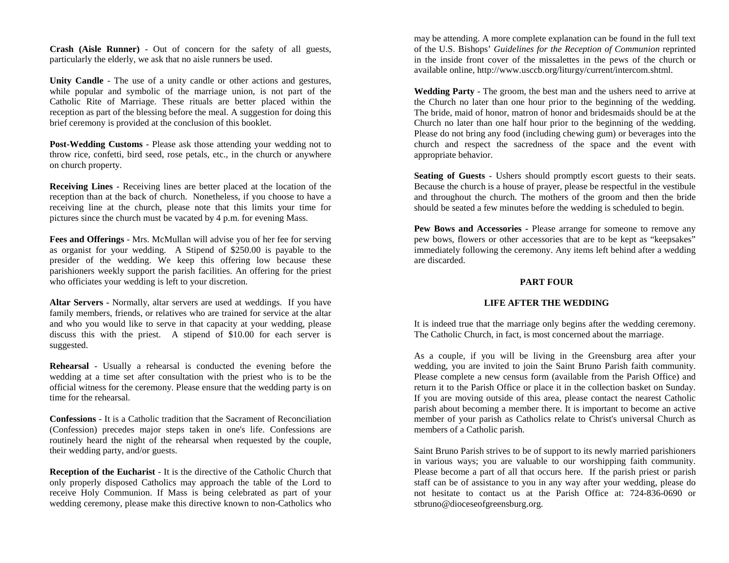**Crash (Aisle Runner)** - Out of concern for the safety of all guests, particularly the elderly, we ask that no aisle runners be used.

**Unity Candle** - The use of a unity candle or other actions and gestures, while popular and symbolic of the marriage union, is not part of the Catholic Rite of Marriage. These rituals are better placed within the reception as part of the blessing before the meal. A suggestion for doing this brief ceremony is provided at the conclusion of this booklet.

**Post-Wedding Customs** - Please ask those attending your wedding not to throw rice, confetti, bird seed, rose petals, etc., in the church or anywhere on church property.

**Receiving Lines** - Receiving lines are better placed at the location of the reception than at the back of church. Nonetheless, if you choose to have a receiving line at the church, please note that this limits your time for pictures since the church must be vacated by 4 p.m. for evening Mass.

**Fees and Offerings** - Mrs. McMullan will advise you of her fee for serving as organist for your wedding. A Stipend of $250.00 is payable to the presider of the wedding. We keep this offering low because these parishioners weekly support the parish facilities. An offering for the priest who officiates your wedding is left to your discretion.

**Altar Servers -** Normally, altar servers are used at weddings. If you have family members, friends, or relatives who are trained for service at the altar and who you would like to serve in that capacity at your wedding, please discuss this with the priest. A stipend of $10.00 for each server is suggested.

**Rehearsal** - Usually a rehearsal is conducted the evening before the wedding at a time set after consultation with the priest who is to be the official witness for the ceremony. Please ensure that the wedding party is on time for the rehearsal.

**Confessions** - It is a Catholic tradition that the Sacrament of Reconciliation (Confession) precedes major steps taken in one's life. Confessions are routinely heard the night of the rehearsal when requested by the couple, their wedding party, and/or guests.

**Reception of the Eucharist** - It is the directive of the Catholic Church that only properly disposed Catholics may approach the table of the Lord to receive Holy Communion. If Mass is being celebrated as part of your wedding ceremony, please make this directive known to non-Catholics who may be attending. A more complete explanation can be found in the full text of the U.S. Bishops' *Guidelines for the Reception of Communion* reprinted in the inside front cover of the missalettes in the pews of the church or available online, http://www.usccb.org/liturgy/current/intercom.shtml.

**Wedding Party** - The groom, the best man and the ushers need to arrive at the Church no later than one hour prior to the beginning of the wedding. The bride, maid of honor, matron of honor and bridesmaids should be at the Church no later than one half hour prior to the beginning of the wedding. Please do not bring any food (including chewing gum) or beverages into the church and respect the sacredness of the space and the event with appropriate behavior.

**Seating of Guests** - Ushers should promptly escort guests to their seats. Because the church is a house of prayer, please be respectful in the vestibule and throughout the church. The mothers of the groom and then the bride should be seated a few minutes before the wedding is scheduled to begin.

**Pew Bows and Accessories -** Please arrange for someone to remove any pew bows, flowers or other accessories that are to be kept as "keepsakes" immediately following the ceremony. Any items left behind after a wedding are discarded.

## PART FOUR

## LIFE AFTER THE WEDDING

It is indeed true that the marriage only begins after the wedding ceremony. The Catholic Church, in fact, is most concerned about the marriage.

As a couple, if you will be living in the Greensburg area after your wedding, you are invited to join the Saint Bruno Parish faith community. Please complete a new census form (available from the Parish Office) and return it to the Parish Office or place it in the collection basket on Sunday. If you are moving outside of this area, please contact the nearest Catholic parish about becoming a member there. It is important to become an active member of your parish as Catholics relate to Christ's universal Church as members of a Catholic parish.

Saint Bruno Parish strives to be of support to its newly married parishioners in various ways; you are valuable to our worshipping faith community. Please become a part of all that occurs here. If the parish priest or parish staff can be of assistance to you in any way after your wedding, please do not hesitate to contact us at the Parish Office at: 724-836-0690 or stbruno@dioceseofgreensburg.org.